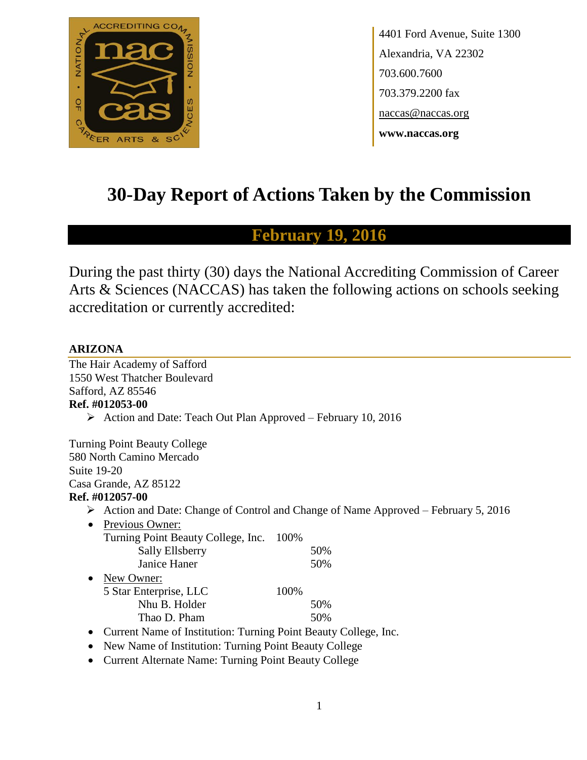4401 Ford Avenue, Suite 1300
Alexandria, VA 22302
703.600.7600
703.379.2200 fax
naccas@naccas.org
**www.naccas.org**

# 30-Day Report of Actions Taken by the Commission

## February 19, 2016

During the past thirty (30) days the National Accrediting Commission of Career Arts & Sciences (NACCAS) has taken the following actions on schools seeking accreditation or currently accredited:

### ARIZONA

The Hair Academy of Safford
1550 West Thatcher Boulevard
Safford, AZ 85546
**Ref. #012053-00**

- Action and Date: Teach Out Plan Approved – February 10, 2016

Turning Point Beauty College
580 North Camino Mercado
Suite 19-20
Casa Grande, AZ 85122
**Ref. #012057-00**

- Action and Date: Change of Control and Change of Name Approved – February 5, 2016
- Previous Owner:
  - Turning Point Beauty College, Inc. 100%
    - Sally Ellsberry 50%
    - Janice Haner 50%
- New Owner:
  - 5 Star Enterprise, LLC 100%
    - Nhu B. Holder 50%
    - Thao D. Pham 50%
- Current Name of Institution: Turning Point Beauty College, Inc.
- New Name of Institution: Turning Point Beauty College
- Current Alternate Name: Turning Point Beauty College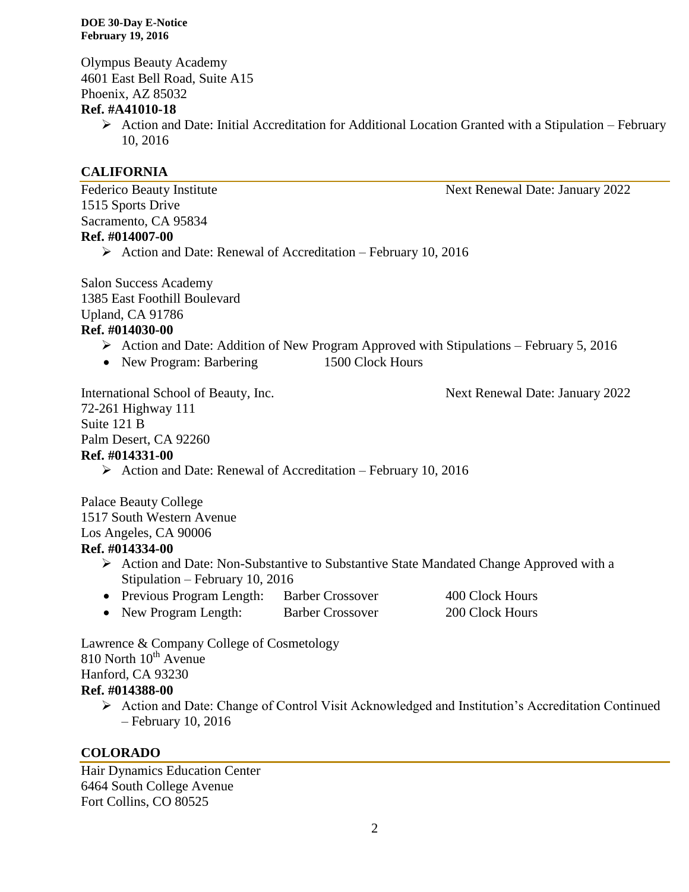Olympus Beauty Academy
4601 East Bell Road, Suite A15
Phoenix, AZ 85032
**Ref. #A41010-18**

- ➢ Action and Date: Initial Accreditation for Additional Location Granted with a Stipulation – February 10, 2016

## CALIFORNIA

Federico Beauty Institute — Next Renewal Date: January 2022
1515 Sports Drive
Sacramento, CA 95834
**Ref. #014007-00**

- ➢ Action and Date: Renewal of Accreditation – February 10, 2016

Salon Success Academy
1385 East Foothill Boulevard
Upland, CA 91786
**Ref. #014030-00**

- ➢ Action and Date: Addition of New Program Approved with Stipulations – February 5, 2016
- New Program: Barbering — 1500 Clock Hours

International School of Beauty, Inc. — Next Renewal Date: January 2022
72-261 Highway 111
Suite 121 B
Palm Desert, CA 92260
**Ref. #014331-00**

- ➢ Action and Date: Renewal of Accreditation – February 10, 2016

Palace Beauty College
1517 South Western Avenue
Los Angeles, CA 90006
**Ref. #014334-00**

- ➢ Action and Date: Non-Substantive to Substantive State Mandated Change Approved with a Stipulation – February 10, 2016
- Previous Program Length: Barber Crossover 400 Clock Hours
- New Program Length: Barber Crossover 200 Clock Hours

Lawrence & Company College of Cosmetology
810 North 10th Avenue
Hanford, CA 93230
**Ref. #014388-00**

- ➢ Action and Date: Change of Control Visit Acknowledged and Institution's Accreditation Continued – February 10, 2016

## COLORADO

Hair Dynamics Education Center
6464 South College Avenue
Fort Collins, CO 80525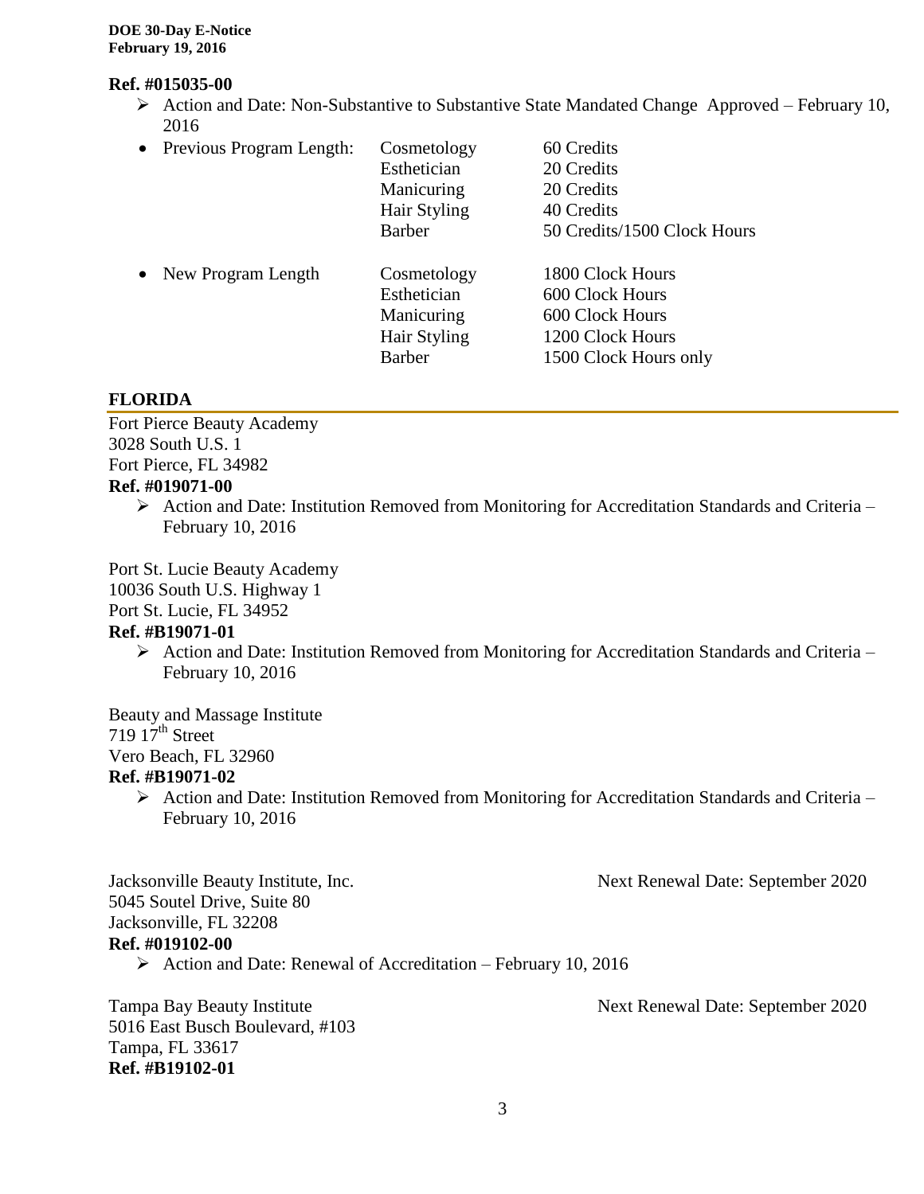**Ref. #015035-00**

- Action and Date: Non-Substantive to Substantive State Mandated Change Approved – February 10, 2016

- Previous Program Length:

| | |
|---|---|
| Cosmetology | 60 Credits |
| Esthetician | 20 Credits |
| Manicuring | 20 Credits |
| Hair Styling | 40 Credits |
| Barber | 50 Credits/1500 Clock Hours |

- New Program Length

| | |
|---|---|
| Cosmetology | 1800 Clock Hours |
| Esthetician | 600 Clock Hours |
| Manicuring | 600 Clock Hours |
| Hair Styling | 1200 Clock Hours |
| Barber | 1500 Clock Hours only |

## FLORIDA

Fort Pierce Beauty Academy
3028 South U.S. 1
Fort Pierce, FL 34982
**Ref. #019071-00**

- Action and Date: Institution Removed from Monitoring for Accreditation Standards and Criteria – February 10, 2016

Port St. Lucie Beauty Academy
10036 South U.S. Highway 1
Port St. Lucie, FL 34952
**Ref. #B19071-01**

- Action and Date: Institution Removed from Monitoring for Accreditation Standards and Criteria – February 10, 2016

Beauty and Massage Institute
719 17th Street
Vero Beach, FL 32960
**Ref. #B19071-02**

- Action and Date: Institution Removed from Monitoring for Accreditation Standards and Criteria – February 10, 2016

Jacksonville Beauty Institute, Inc. — Next Renewal Date: September 2020
5045 Soutel Drive, Suite 80
Jacksonville, FL 32208
**Ref. #019102-00**

- Action and Date: Renewal of Accreditation – February 10, 2016

Tampa Bay Beauty Institute — Next Renewal Date: September 2020
5016 East Busch Boulevard, #103
Tampa, FL 33617
**Ref. #B19102-01**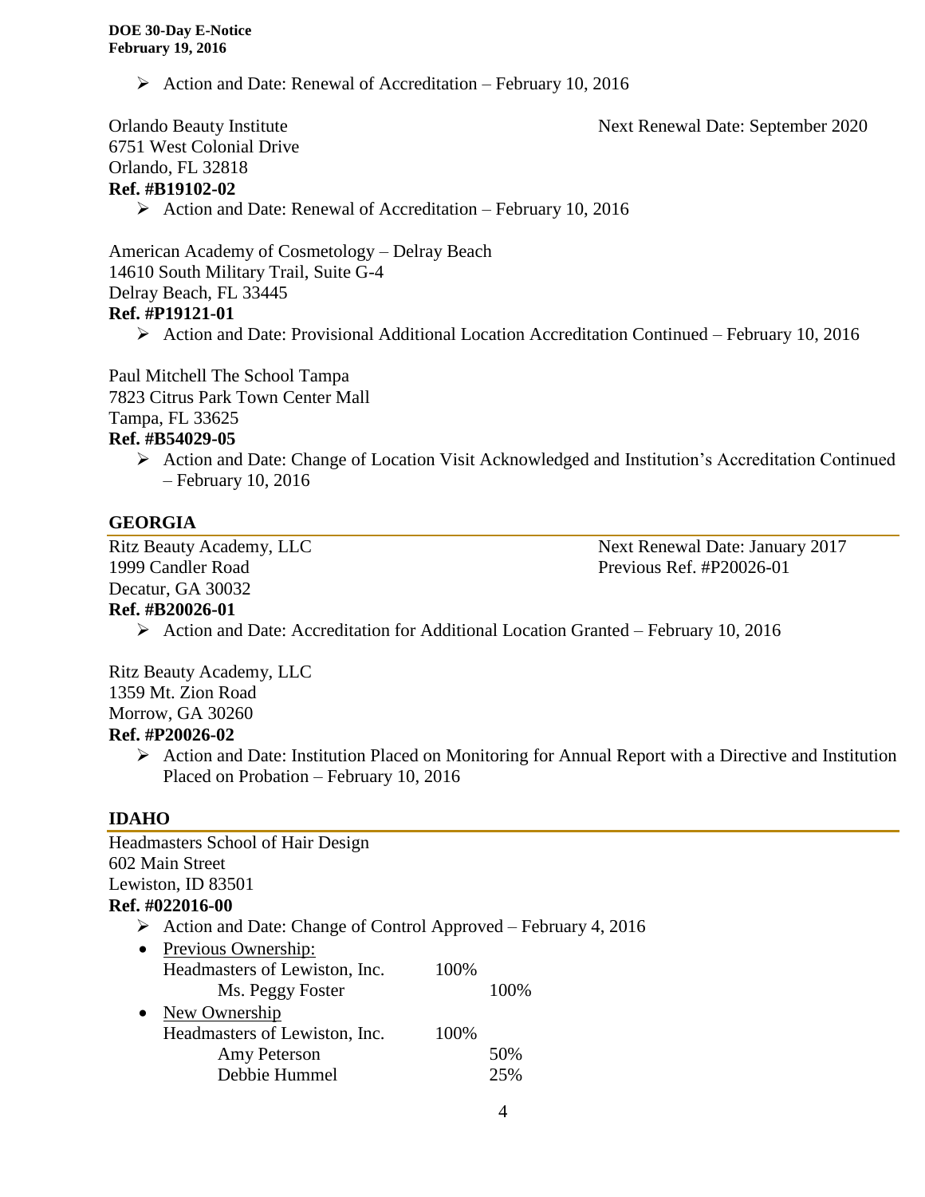- Action and Date: Renewal of Accreditation – February 10, 2016

Orlando Beauty Institute
6751 West Colonial Drive
Orlando, FL 32818
**Ref. #B19102-02**

Next Renewal Date: September 2020

- Action and Date: Renewal of Accreditation – February 10, 2016

American Academy of Cosmetology – Delray Beach
14610 South Military Trail, Suite G-4
Delray Beach, FL 33445
**Ref. #P19121-01**

- Action and Date: Provisional Additional Location Accreditation Continued – February 10, 2016

Paul Mitchell The School Tampa
7823 Citrus Park Town Center Mall
Tampa, FL 33625
**Ref. #B54029-05**

- Action and Date: Change of Location Visit Acknowledged and Institution's Accreditation Continued – February 10, 2016

## GEORGIA

Ritz Beauty Academy, LLC
1999 Candler Road
Decatur, GA 30032
**Ref. #B20026-01**

Next Renewal Date: January 2017
Previous Ref. #P20026-01

- Action and Date: Accreditation for Additional Location Granted – February 10, 2016

Ritz Beauty Academy, LLC
1359 Mt. Zion Road
Morrow, GA 30260
**Ref. #P20026-02**

- Action and Date: Institution Placed on Monitoring for Annual Report with a Directive and Institution Placed on Probation – February 10, 2016

## IDAHO

Headmasters School of Hair Design
602 Main Street
Lewiston, ID 83501
**Ref. #022016-00**

- Action and Date: Change of Control Approved – February 4, 2016
- Previous Ownership:

| | | |
|---|---|---|
| Headmasters of Lewiston, Inc. | 100% | |
| Ms. Peggy Foster | | 100% |

- New Ownership

| | | |
|---|---|---|
| Headmasters of Lewiston, Inc. | 100% | |
| Amy Peterson | | 50% |
| Debbie Hummel | | 25% |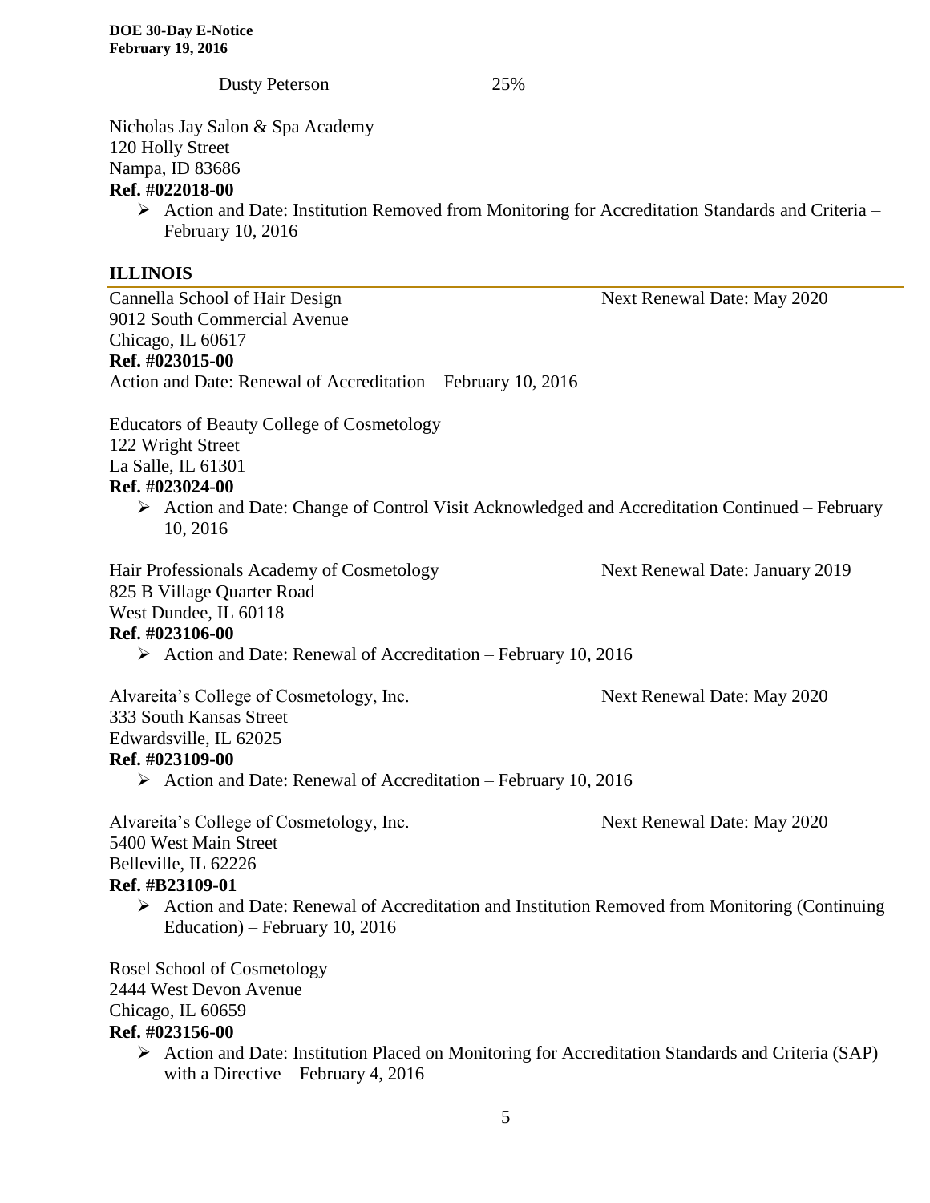Dusty Peterson 25%

Nicholas Jay Salon & Spa Academy
120 Holly Street
Nampa, ID 83686
**Ref. #022018-00**

- Action and Date: Institution Removed from Monitoring for Accreditation Standards and Criteria – February 10, 2016

## ILLINOIS

Cannella School of Hair Design — Next Renewal Date: May 2020
9012 South Commercial Avenue
Chicago, IL 60617
**Ref. #023015-00**
Action and Date: Renewal of Accreditation – February 10, 2016

Educators of Beauty College of Cosmetology
122 Wright Street
La Salle, IL 61301
**Ref. #023024-00**

- Action and Date: Change of Control Visit Acknowledged and Accreditation Continued – February 10, 2016

Hair Professionals Academy of Cosmetology — Next Renewal Date: January 2019
825 B Village Quarter Road
West Dundee, IL 60118
**Ref. #023106-00**

- Action and Date: Renewal of Accreditation – February 10, 2016

Alvareita's College of Cosmetology, Inc. — Next Renewal Date: May 2020
333 South Kansas Street
Edwardsville, IL 62025
**Ref. #023109-00**

- Action and Date: Renewal of Accreditation – February 10, 2016

Alvareita's College of Cosmetology, Inc. — Next Renewal Date: May 2020
5400 West Main Street
Belleville, IL 62226
**Ref. #B23109-01**

- Action and Date: Renewal of Accreditation and Institution Removed from Monitoring (Continuing Education) – February 10, 2016

Rosel School of Cosmetology
2444 West Devon Avenue
Chicago, IL 60659
**Ref. #023156-00**

- Action and Date: Institution Placed on Monitoring for Accreditation Standards and Criteria (SAP) with a Directive – February 4, 2016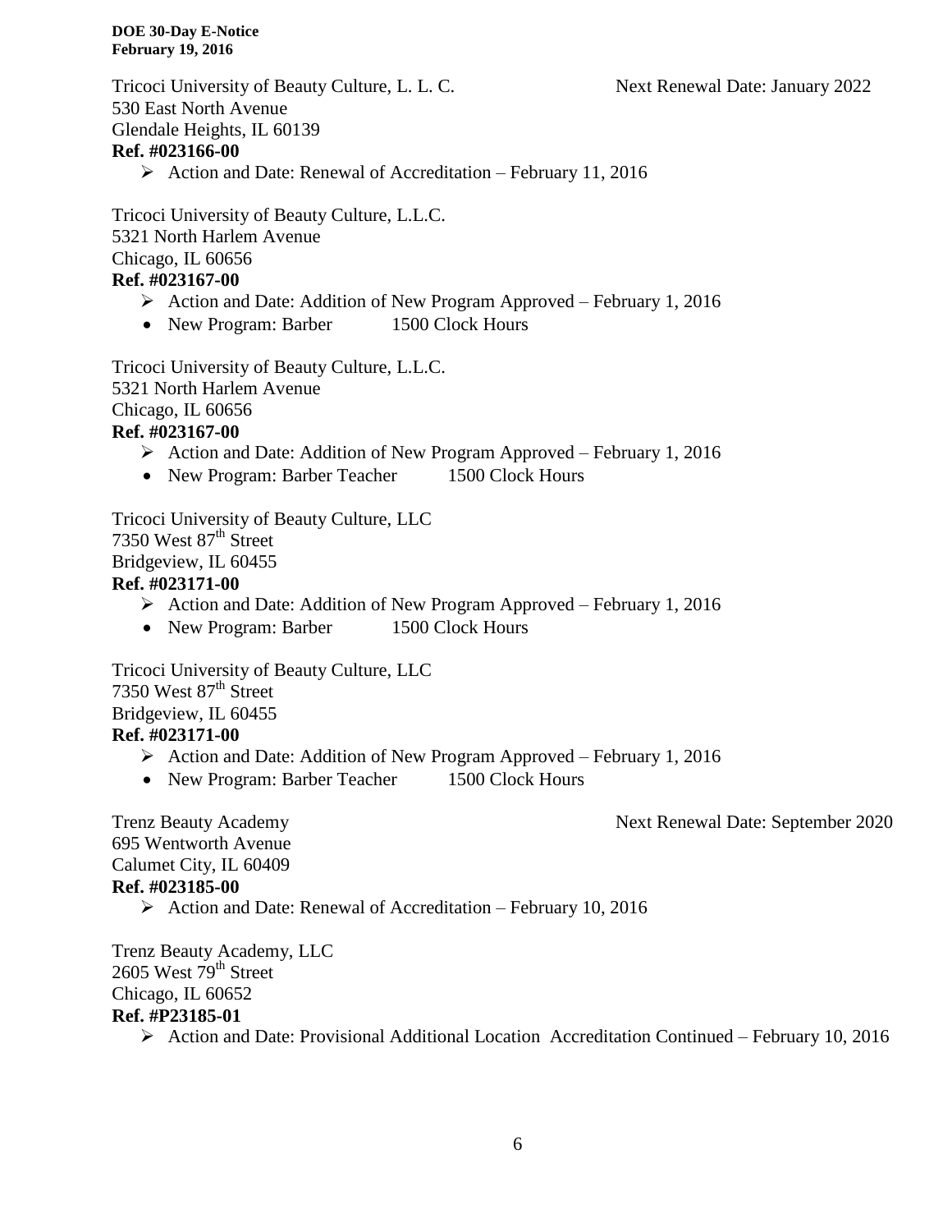Tricoci University of Beauty Culture, L. L. C. Next Renewal Date: January 2022
530 East North Avenue
Glendale Heights, IL 60139
**Ref. #023166-00**

- Action and Date: Renewal of Accreditation – February 11, 2016

Tricoci University of Beauty Culture, L.L.C.
5321 North Harlem Avenue
Chicago, IL 60656
**Ref. #023167-00**

- Action and Date: Addition of New Program Approved – February 1, 2016
- New Program: Barber 1500 Clock Hours

Tricoci University of Beauty Culture, L.L.C.
5321 North Harlem Avenue
Chicago, IL 60656
**Ref. #023167-00**

- Action and Date: Addition of New Program Approved – February 1, 2016
- New Program: Barber Teacher 1500 Clock Hours

Tricoci University of Beauty Culture, LLC
7350 West 87th Street
Bridgeview, IL 60455
**Ref. #023171-00**

- Action and Date: Addition of New Program Approved – February 1, 2016
- New Program: Barber 1500 Clock Hours

Tricoci University of Beauty Culture, LLC
7350 West 87th Street
Bridgeview, IL 60455
**Ref. #023171-00**

- Action and Date: Addition of New Program Approved – February 1, 2016
- New Program: Barber Teacher 1500 Clock Hours

Trenz Beauty Academy Next Renewal Date: September 2020
695 Wentworth Avenue
Calumet City, IL 60409
**Ref. #023185-00**

- Action and Date: Renewal of Accreditation – February 10, 2016

Trenz Beauty Academy, LLC
2605 West 79th Street
Chicago, IL 60652
**Ref. #P23185-01**

- Action and Date: Provisional Additional Location Accreditation Continued – February 10, 2016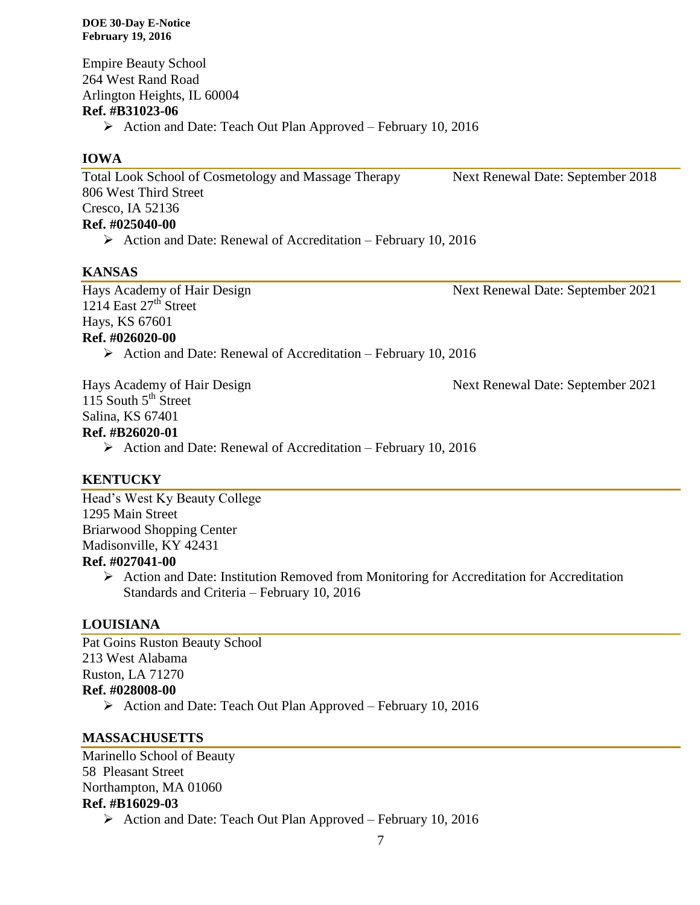Empire Beauty School
264 West Rand Road
Arlington Heights, IL 60004
**Ref. #B31023-06**

- Action and Date: Teach Out Plan Approved – February 10, 2016

## IOWA

Total Look School of Cosmetology and Massage Therapy — Next Renewal Date: September 2018
806 West Third Street
Cresco, IA 52136
**Ref. #025040-00**

- Action and Date: Renewal of Accreditation – February 10, 2016

## KANSAS

Hays Academy of Hair Design — Next Renewal Date: September 2021
1214 East 27th Street
Hays, KS 67601
**Ref. #026020-00**

- Action and Date: Renewal of Accreditation – February 10, 2016

Hays Academy of Hair Design — Next Renewal Date: September 2021
115 South 5th Street
Salina, KS 67401
**Ref. #B26020-01**

- Action and Date: Renewal of Accreditation – February 10, 2016

## KENTUCKY

Head's West Ky Beauty College
1295 Main Street
Briarwood Shopping Center
Madisonville, KY 42431
**Ref. #027041-00**

- Action and Date: Institution Removed from Monitoring for Accreditation for Accreditation Standards and Criteria – February 10, 2016

## LOUISIANA

Pat Goins Ruston Beauty School
213 West Alabama
Ruston, LA 71270
**Ref. #028008-00**

- Action and Date: Teach Out Plan Approved – February 10, 2016

## MASSACHUSETTS

Marinello School of Beauty
58 Pleasant Street
Northampton, MA 01060
**Ref. #B16029-03**

- Action and Date: Teach Out Plan Approved – February 10, 2016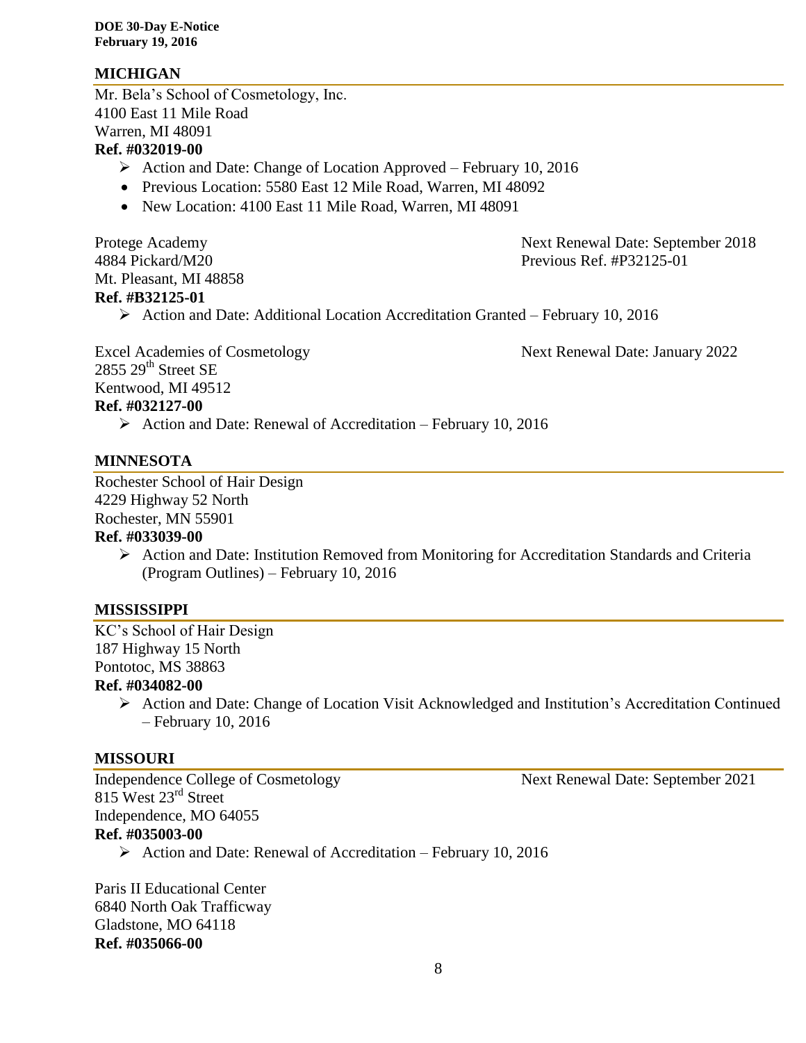## MICHIGAN

Mr. Bela's School of Cosmetology, Inc.
4100 East 11 Mile Road
Warren, MI 48091
**Ref. #032019-00**

- Action and Date: Change of Location Approved – February 10, 2016
  - Previous Location: 5580 East 12 Mile Road, Warren, MI 48092
  - New Location: 4100 East 11 Mile Road, Warren, MI 48091

Protege Academy
4884 Pickard/M20
Mt. Pleasant, MI 48858
**Ref. #B32125-01**

Next Renewal Date: September 2018
Previous Ref. #P32125-01

- Action and Date: Additional Location Accreditation Granted – February 10, 2016

Excel Academies of Cosmetology
2855 29th Street SE
Kentwood, MI 49512
**Ref. #032127-00**

Next Renewal Date: January 2022

- Action and Date: Renewal of Accreditation – February 10, 2016

## MINNESOTA

Rochester School of Hair Design
4229 Highway 52 North
Rochester, MN 55901
**Ref. #033039-00**

- Action and Date: Institution Removed from Monitoring for Accreditation Standards and Criteria (Program Outlines) – February 10, 2016

## MISSISSIPPI

KC's School of Hair Design
187 Highway 15 North
Pontotoc, MS 38863
**Ref. #034082-00**

- Action and Date: Change of Location Visit Acknowledged and Institution's Accreditation Continued – February 10, 2016

## MISSOURI

Independence College of Cosmetology
815 West 23rd Street
Independence, MO 64055
**Ref. #035003-00**

Next Renewal Date: September 2021

- Action and Date: Renewal of Accreditation – February 10, 2016

Paris II Educational Center
6840 North Oak Trafficway
Gladstone, MO 64118
**Ref. #035066-00**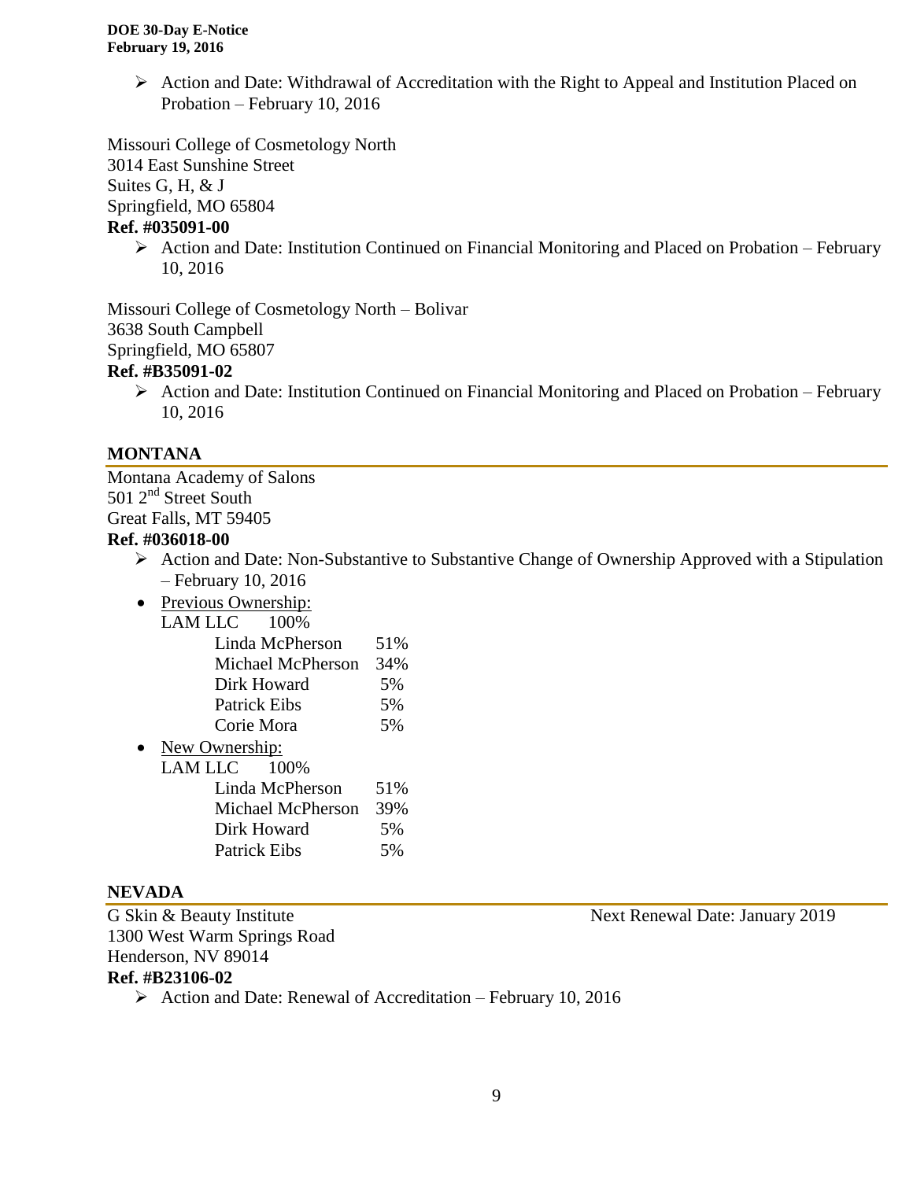- Action and Date: Withdrawal of Accreditation with the Right to Appeal and Institution Placed on Probation – February 10, 2016

Missouri College of Cosmetology North
3014 East Sunshine Street
Suites G, H, & J
Springfield, MO 65804
**Ref. #035091-00**

- Action and Date: Institution Continued on Financial Monitoring and Placed on Probation – February 10, 2016

Missouri College of Cosmetology North – Bolivar
3638 South Campbell
Springfield, MO 65807
**Ref. #B35091-02**

- Action and Date: Institution Continued on Financial Monitoring and Placed on Probation – February 10, 2016

## MONTANA

Montana Academy of Salons
501 2nd Street South
Great Falls, MT 59405
**Ref. #036018-00**

- Action and Date: Non-Substantive to Substantive Change of Ownership Approved with a Stipulation – February 10, 2016
- Previous Ownership:
  LAM LLC 100%

| | |
|---|---|
| Linda McPherson | 51% |
| Michael McPherson | 34% |
| Dirk Howard | 5% |
| Patrick Eibs | 5% |
| Corie Mora | 5% |

- New Ownership:
  LAM LLC 100%

| | |
|---|---|
| Linda McPherson | 51% |
| Michael McPherson | 39% |
| Dirk Howard | 5% |
| Patrick Eibs | 5% |

## NEVADA

G Skin & Beauty Institute — Next Renewal Date: January 2019
1300 West Warm Springs Road
Henderson, NV 89014
**Ref. #B23106-02**

- Action and Date: Renewal of Accreditation – February 10, 2016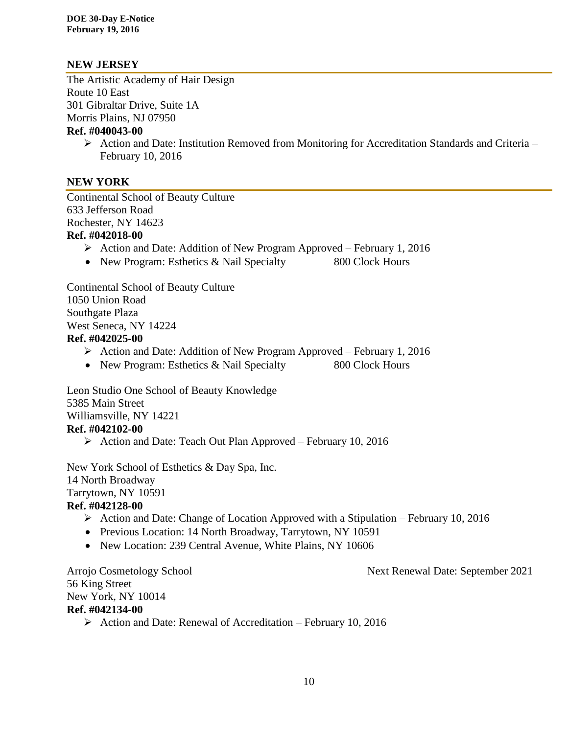## NEW JERSEY

The Artistic Academy of Hair Design
Route 10 East
301 Gibraltar Drive, Suite 1A
Morris Plains, NJ 07950
**Ref. #040043-00**

- Action and Date: Institution Removed from Monitoring for Accreditation Standards and Criteria – February 10, 2016

## NEW YORK

Continental School of Beauty Culture
633 Jefferson Road
Rochester, NY 14623
**Ref. #042018-00**

- Action and Date: Addition of New Program Approved – February 1, 2016
- New Program: Esthetics & Nail Specialty 800 Clock Hours

Continental School of Beauty Culture
1050 Union Road
Southgate Plaza
West Seneca, NY 14224
**Ref. #042025-00**

- Action and Date: Addition of New Program Approved – February 1, 2016
- New Program: Esthetics & Nail Specialty 800 Clock Hours

Leon Studio One School of Beauty Knowledge
5385 Main Street
Williamsville, NY 14221
**Ref. #042102-00**

- Action and Date: Teach Out Plan Approved – February 10, 2016

New York School of Esthetics & Day Spa, Inc.
14 North Broadway
Tarrytown, NY 10591
**Ref. #042128-00**

- Action and Date: Change of Location Approved with a Stipulation – February 10, 2016
- Previous Location: 14 North Broadway, Tarrytown, NY 10591
- New Location: 239 Central Avenue, White Plains, NY 10606

Arrojo Cosmetology School — Next Renewal Date: September 2021
56 King Street
New York, NY 10014
**Ref. #042134-00**

- Action and Date: Renewal of Accreditation – February 10, 2016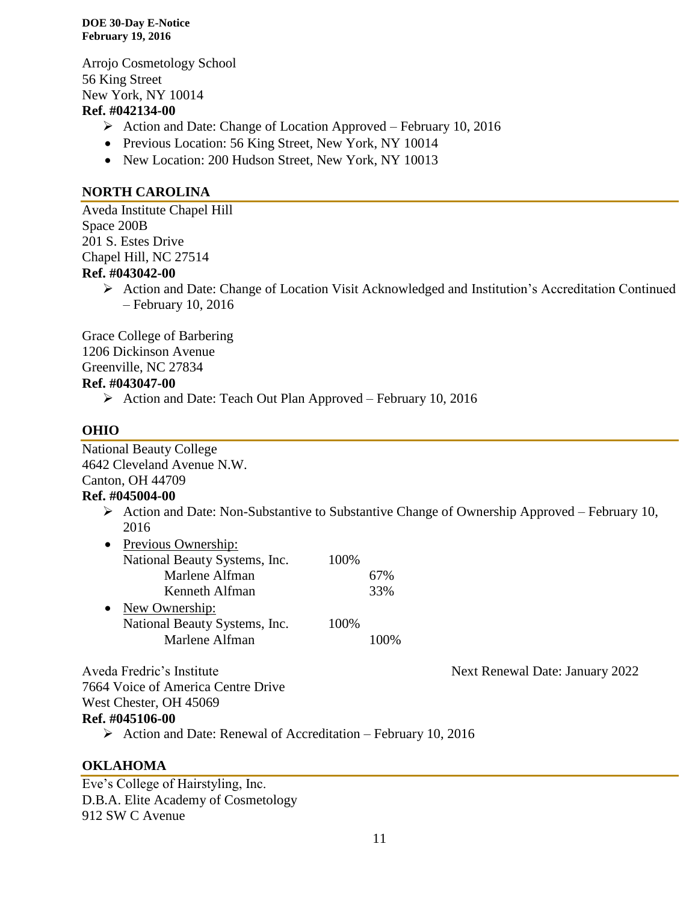Arrojo Cosmetology School
56 King Street
New York, NY 10014
**Ref. #042134-00**

- ➢ Action and Date: Change of Location Approved – February 10, 2016
- Previous Location: 56 King Street, New York, NY 10014
- New Location: 200 Hudson Street, New York, NY 10013

## NORTH CAROLINA

Aveda Institute Chapel Hill
Space 200B
201 S. Estes Drive
Chapel Hill, NC 27514
**Ref. #043042-00**

- ➢ Action and Date: Change of Location Visit Acknowledged and Institution's Accreditation Continued – February 10, 2016

Grace College of Barbering
1206 Dickinson Avenue
Greenville, NC 27834
**Ref. #043047-00**

- ➢ Action and Date: Teach Out Plan Approved – February 10, 2016

## OHIO

National Beauty College
4642 Cleveland Avenue N.W.
Canton, OH 44709
**Ref. #045004-00**

- ➢ Action and Date: Non-Substantive to Substantive Change of Ownership Approved – February 10, 2016
- Previous Ownership:
  - National Beauty Systems, Inc. 100%
    - Marlene Alfman 67%
    - Kenneth Alfman 33%
- New Ownership:
  - National Beauty Systems, Inc. 100%
    - Marlene Alfman 100%

Aveda Fredric's Institute — Next Renewal Date: January 2022
7664 Voice of America Centre Drive
West Chester, OH 45069
**Ref. #045106-00**

- ➢ Action and Date: Renewal of Accreditation – February 10, 2016

## OKLAHOMA

Eve's College of Hairstyling, Inc.
D.B.A. Elite Academy of Cosmetology
912 SW C Avenue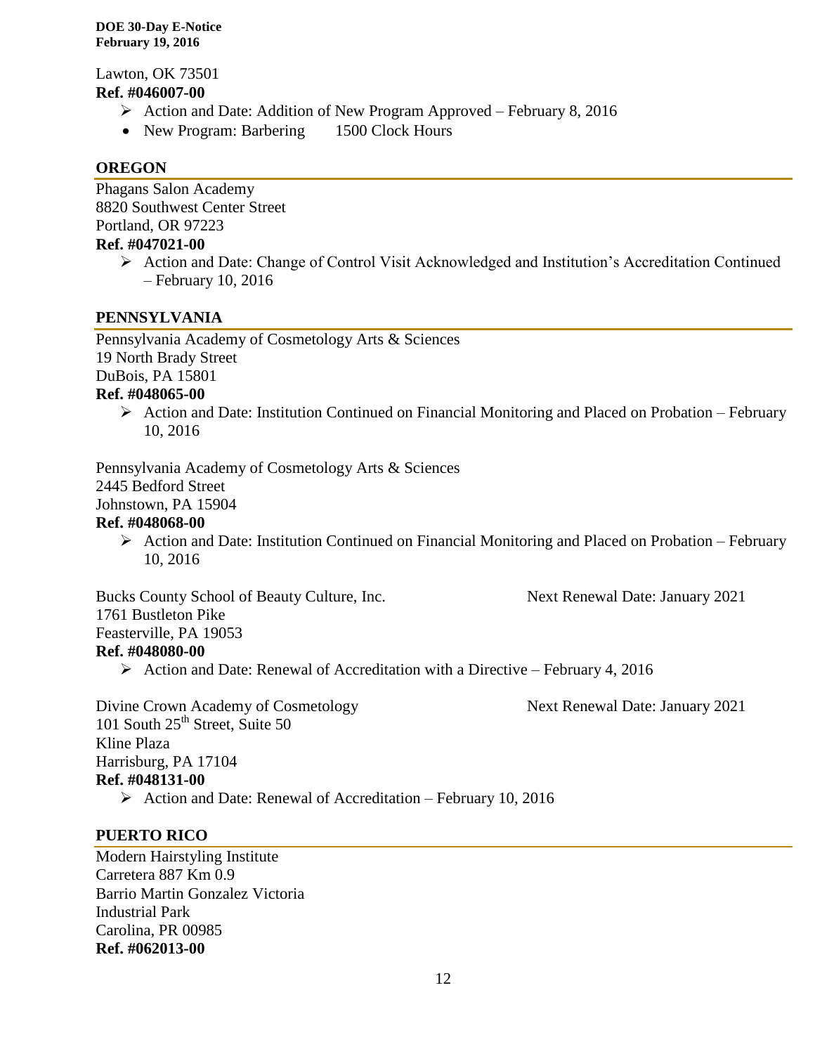Lawton, OK 73501
**Ref. #046007-00**

- Action and Date: Addition of New Program Approved – February 8, 2016
- New Program: Barbering 1500 Clock Hours

## OREGON

Phagans Salon Academy
8820 Southwest Center Street
Portland, OR 97223
**Ref. #047021-00**

- Action and Date: Change of Control Visit Acknowledged and Institution's Accreditation Continued – February 10, 2016

## PENNSYLVANIA

Pennsylvania Academy of Cosmetology Arts & Sciences
19 North Brady Street
DuBois, PA 15801
**Ref. #048065-00**

- Action and Date: Institution Continued on Financial Monitoring and Placed on Probation – February 10, 2016

Pennsylvania Academy of Cosmetology Arts & Sciences
2445 Bedford Street
Johnstown, PA 15904
**Ref. #048068-00**

- Action and Date: Institution Continued on Financial Monitoring and Placed on Probation – February 10, 2016

Bucks County School of Beauty Culture, Inc. Next Renewal Date: January 2021
1761 Bustleton Pike
Feasterville, PA 19053
**Ref. #048080-00**

- Action and Date: Renewal of Accreditation with a Directive – February 4, 2016

Divine Crown Academy of Cosmetology Next Renewal Date: January 2021
101 South 25th Street, Suite 50
Kline Plaza
Harrisburg, PA 17104
**Ref. #048131-00**

- Action and Date: Renewal of Accreditation – February 10, 2016

## PUERTO RICO

Modern Hairstyling Institute
Carretera 887 Km 0.9
Barrio Martin Gonzalez Victoria
Industrial Park
Carolina, PR 00985
**Ref. #062013-00**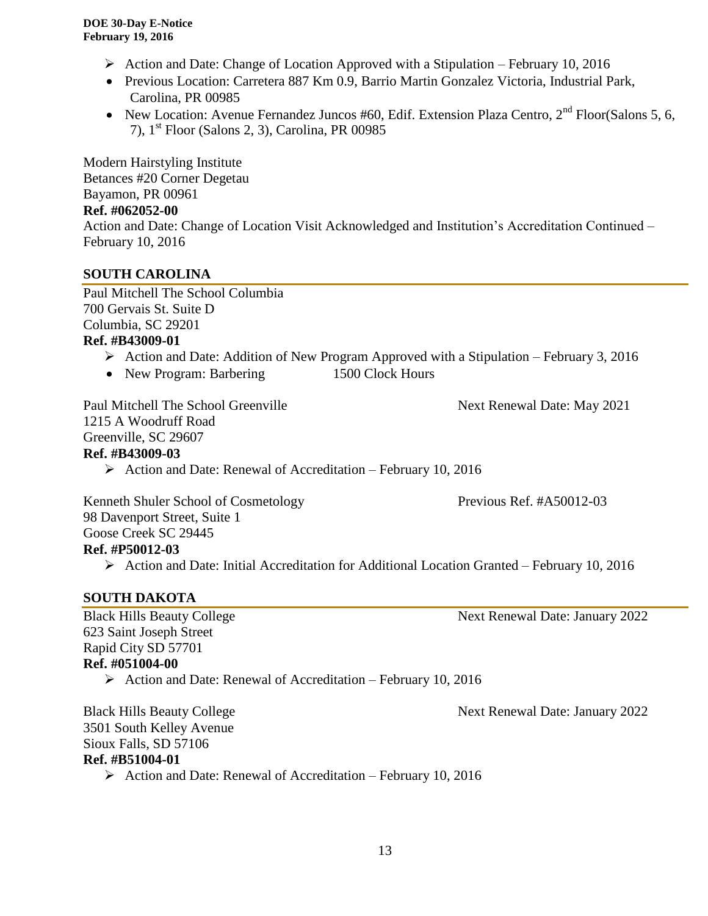- Action and Date: Change of Location Approved with a Stipulation – February 10, 2016
- Previous Location: Carretera 887 Km 0.9, Barrio Martin Gonzalez Victoria, Industrial Park, Carolina, PR 00985
- New Location: Avenue Fernandez Juncos #60, Edif. Extension Plaza Centro, 2nd Floor(Salons 5, 6, 7), 1st Floor (Salons 2, 3), Carolina, PR 00985

Modern Hairstyling Institute
Betances #20 Corner Degetau
Bayamon, PR 00961
**Ref. #062052-00**
Action and Date: Change of Location Visit Acknowledged and Institution's Accreditation Continued – February 10, 2016

## SOUTH CAROLINA

Paul Mitchell The School Columbia
700 Gervais St. Suite D
Columbia, SC 29201
**Ref. #B43009-01**

- Action and Date: Addition of New Program Approved with a Stipulation – February 3, 2016
- New Program: Barbering 1500 Clock Hours

Paul Mitchell The School Greenville — Next Renewal Date: May 2021
1215 A Woodruff Road
Greenville, SC 29607
**Ref. #B43009-03**

- Action and Date: Renewal of Accreditation – February 10, 2016

Kenneth Shuler School of Cosmetology — Previous Ref. #A50012-03
98 Davenport Street, Suite 1
Goose Creek SC 29445
**Ref. #P50012-03**

- Action and Date: Initial Accreditation for Additional Location Granted – February 10, 2016

## SOUTH DAKOTA

Black Hills Beauty College — Next Renewal Date: January 2022
623 Saint Joseph Street
Rapid City SD 57701
**Ref. #051004-00**

- Action and Date: Renewal of Accreditation – February 10, 2016

Black Hills Beauty College — Next Renewal Date: January 2022
3501 South Kelley Avenue
Sioux Falls, SD 57106
**Ref. #B51004-01**

- Action and Date: Renewal of Accreditation – February 10, 2016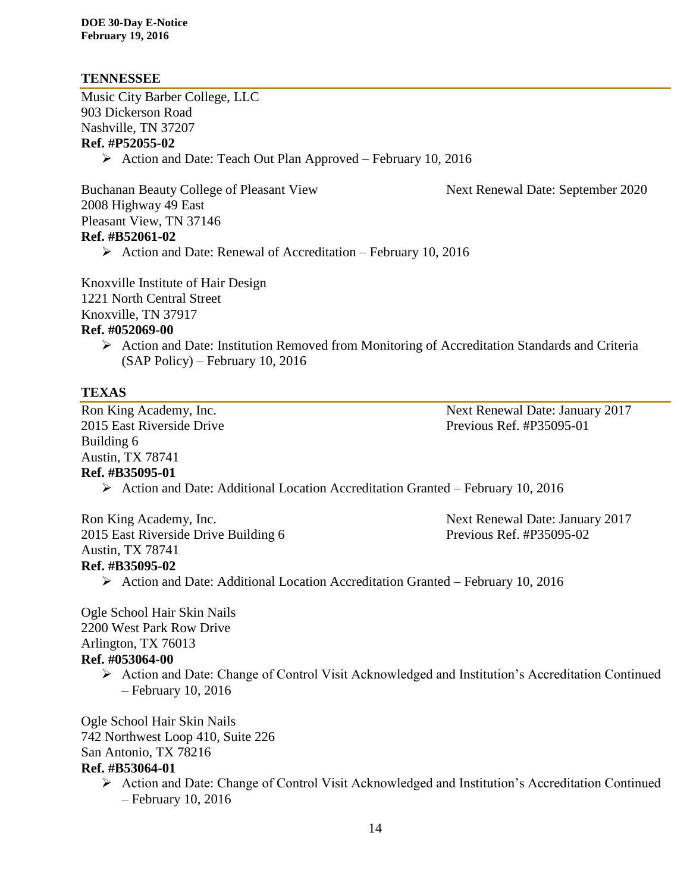## TENNESSEE

Music City Barber College, LLC
903 Dickerson Road
Nashville, TN 37207
**Ref. #P52055-02**

- Action and Date: Teach Out Plan Approved – February 10, 2016

Buchanan Beauty College of Pleasant View
Next Renewal Date: September 2020
2008 Highway 49 East
Pleasant View, TN 37146
**Ref. #B52061-02**

- Action and Date: Renewal of Accreditation – February 10, 2016

Knoxville Institute of Hair Design
1221 North Central Street
Knoxville, TN 37917
**Ref. #052069-00**

- Action and Date: Institution Removed from Monitoring of Accreditation Standards and Criteria (SAP Policy) – February 10, 2016

## TEXAS

Ron King Academy, Inc.
Next Renewal Date: January 2017
Previous Ref. #P35095-01
2015 East Riverside Drive
Building 6
Austin, TX 78741
**Ref. #B35095-01**

- Action and Date: Additional Location Accreditation Granted – February 10, 2016

Ron King Academy, Inc.
Next Renewal Date: January 2017
Previous Ref. #P35095-02
2015 East Riverside Drive Building 6
Austin, TX 78741
**Ref. #B35095-02**

- Action and Date: Additional Location Accreditation Granted – February 10, 2016

Ogle School Hair Skin Nails
2200 West Park Row Drive
Arlington, TX 76013
**Ref. #053064-00**

- Action and Date: Change of Control Visit Acknowledged and Institution's Accreditation Continued – February 10, 2016

Ogle School Hair Skin Nails
742 Northwest Loop 410, Suite 226
San Antonio, TX 78216
**Ref. #B53064-01**

- Action and Date: Change of Control Visit Acknowledged and Institution's Accreditation Continued – February 10, 2016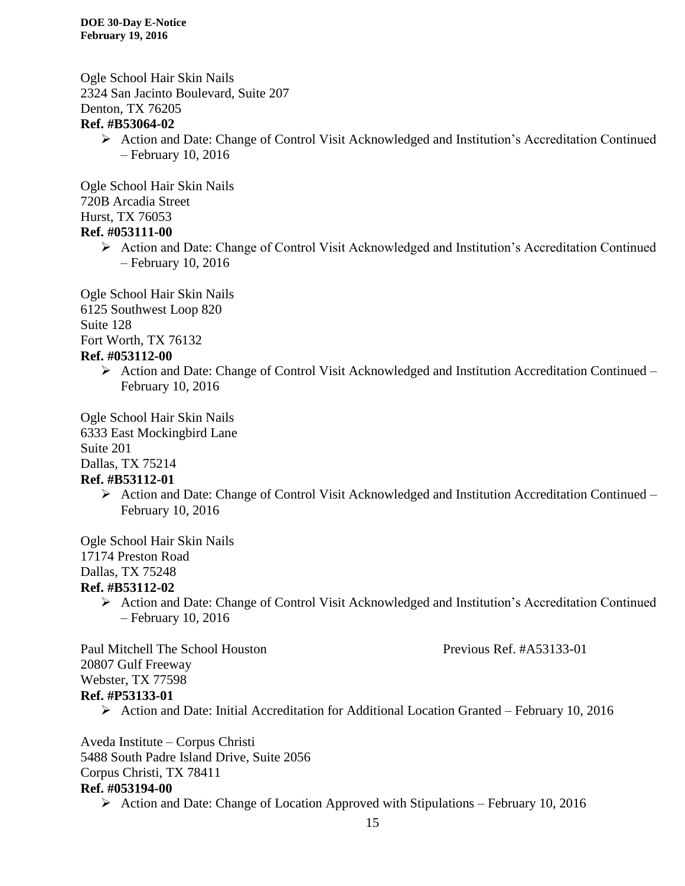Ogle School Hair Skin Nails
2324 San Jacinto Boulevard, Suite 207
Denton, TX 76205
**Ref. #B53064-02**

- Action and Date: Change of Control Visit Acknowledged and Institution's Accreditation Continued – February 10, 2016

Ogle School Hair Skin Nails
720B Arcadia Street
Hurst, TX 76053
**Ref. #053111-00**

- Action and Date: Change of Control Visit Acknowledged and Institution's Accreditation Continued – February 10, 2016

Ogle School Hair Skin Nails
6125 Southwest Loop 820
Suite 128
Fort Worth, TX 76132
**Ref. #053112-00**

- Action and Date: Change of Control Visit Acknowledged and Institution Accreditation Continued – February 10, 2016

Ogle School Hair Skin Nails
6333 East Mockingbird Lane
Suite 201
Dallas, TX 75214
**Ref. #B53112-01**

- Action and Date: Change of Control Visit Acknowledged and Institution Accreditation Continued – February 10, 2016

Ogle School Hair Skin Nails
17174 Preston Road
Dallas, TX 75248
**Ref. #B53112-02**

- Action and Date: Change of Control Visit Acknowledged and Institution's Accreditation Continued – February 10, 2016

Paul Mitchell The School Houston — Previous Ref. #A53133-01
20807 Gulf Freeway
Webster, TX 77598
**Ref. #P53133-01**

- Action and Date: Initial Accreditation for Additional Location Granted – February 10, 2016

Aveda Institute – Corpus Christi
5488 South Padre Island Drive, Suite 2056
Corpus Christi, TX 78411
**Ref. #053194-00**

- Action and Date: Change of Location Approved with Stipulations – February 10, 2016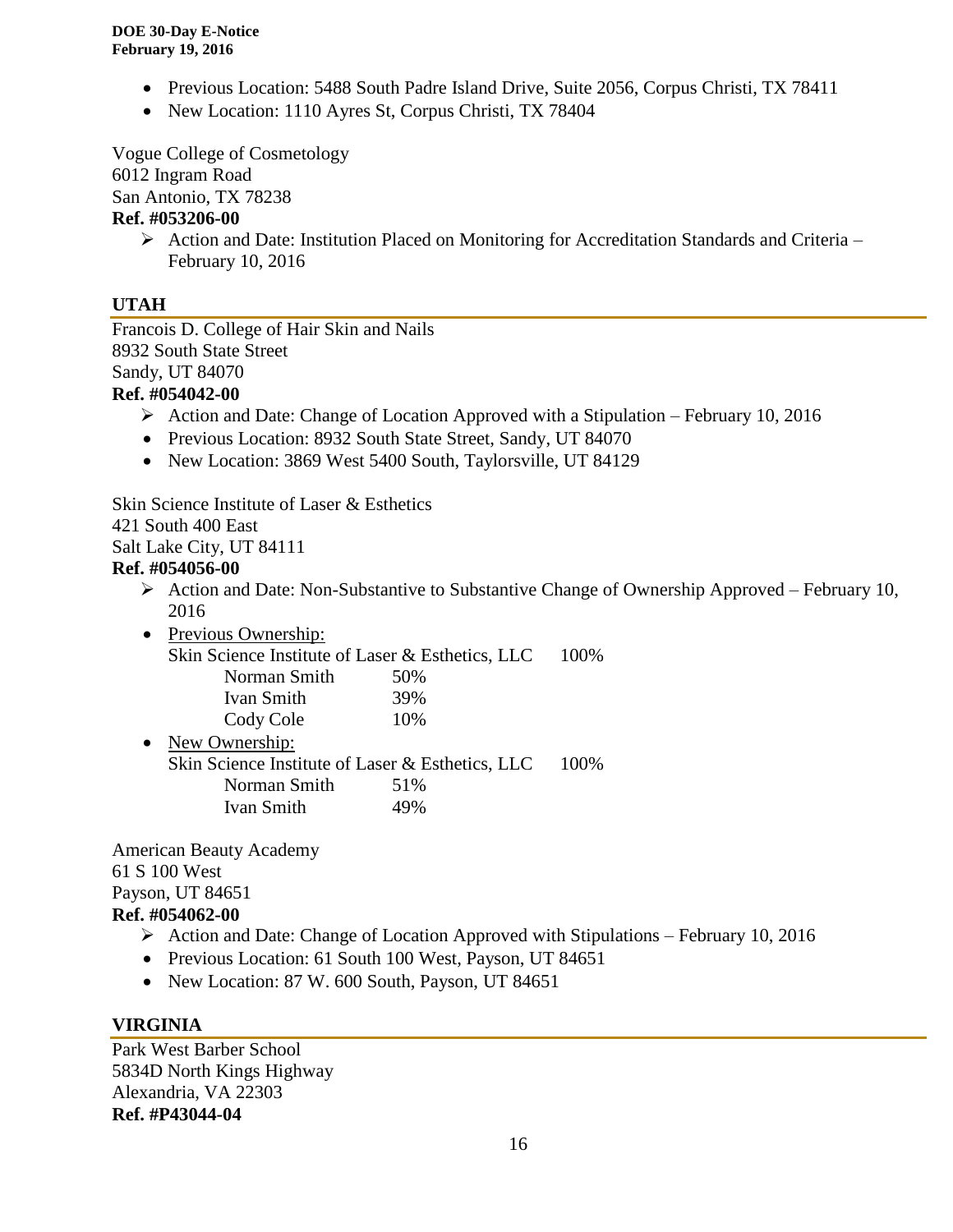- Previous Location: 5488 South Padre Island Drive, Suite 2056, Corpus Christi, TX 78411
- New Location: 1110 Ayres St, Corpus Christi, TX 78404

Vogue College of Cosmetology
6012 Ingram Road
San Antonio, TX 78238
**Ref. #053206-00**

- ➢ Action and Date: Institution Placed on Monitoring for Accreditation Standards and Criteria – February 10, 2016

## UTAH

Francois D. College of Hair Skin and Nails
8932 South State Street
Sandy, UT 84070
**Ref. #054042-00**

- ➢ Action and Date: Change of Location Approved with a Stipulation – February 10, 2016
- Previous Location: 8932 South State Street, Sandy, UT 84070
- New Location: 3869 West 5400 South, Taylorsville, UT 84129

Skin Science Institute of Laser & Esthetics
421 South 400 East
Salt Lake City, UT 84111
**Ref. #054056-00**

- ➢ Action and Date: Non-Substantive to Substantive Change of Ownership Approved – February 10, 2016
- Previous Ownership:
  Skin Science Institute of Laser & Esthetics, LLC 100%
  - Norman Smith 50%
  - Ivan Smith 39%
  - Cody Cole 10%
- New Ownership:
  Skin Science Institute of Laser & Esthetics, LLC 100%
  - Norman Smith 51%
  - Ivan Smith 49%

American Beauty Academy
61 S 100 West
Payson, UT 84651
**Ref. #054062-00**

- ➢ Action and Date: Change of Location Approved with Stipulations – February 10, 2016
- Previous Location: 61 South 100 West, Payson, UT 84651
- New Location: 87 W. 600 South, Payson, UT 84651

## VIRGINIA

Park West Barber School
5834D North Kings Highway
Alexandria, VA 22303
**Ref. #P43044-04**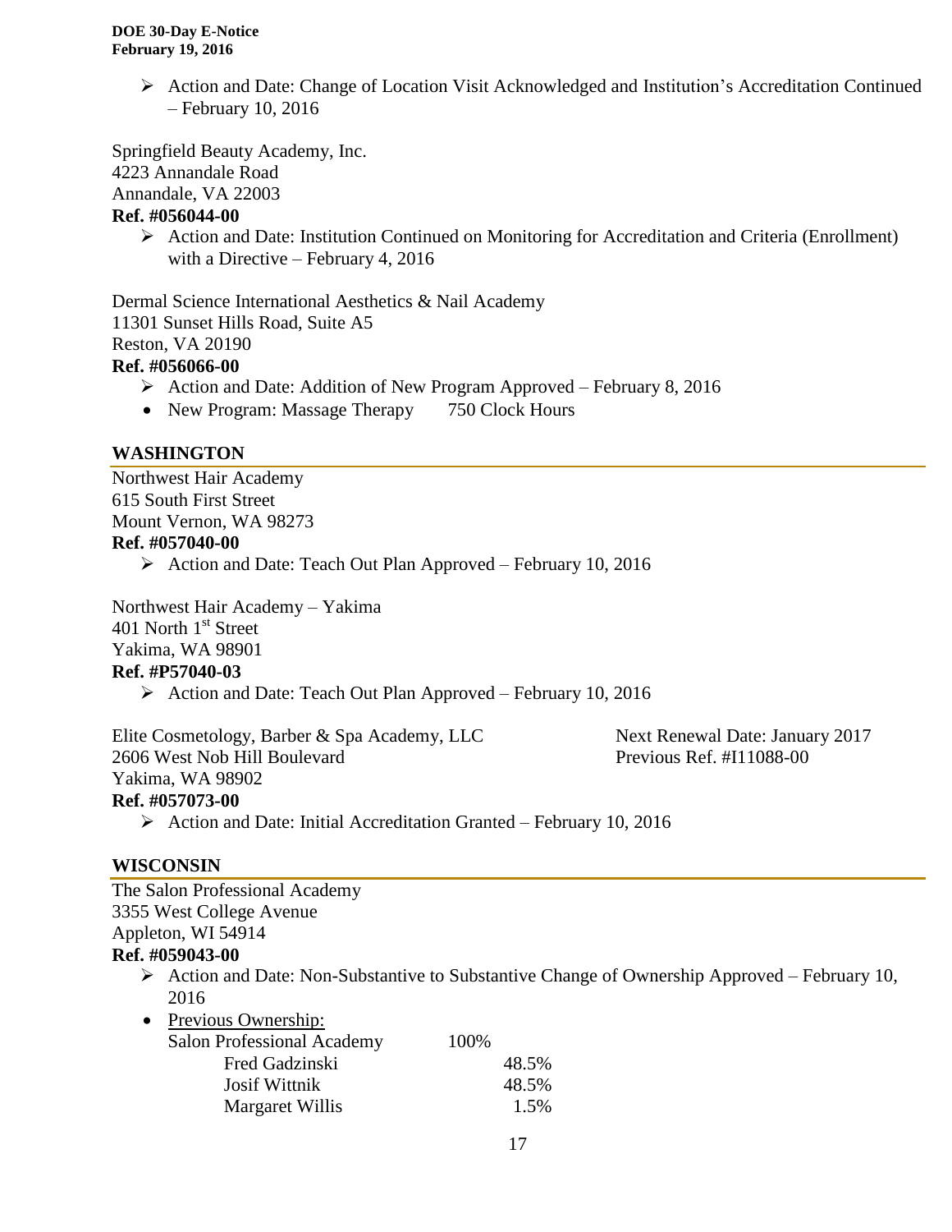- ➢ Action and Date: Change of Location Visit Acknowledged and Institution's Accreditation Continued – February 10, 2016

Springfield Beauty Academy, Inc.
4223 Annandale Road
Annandale, VA 22003
**Ref. #056044-00**

- ➢ Action and Date: Institution Continued on Monitoring for Accreditation and Criteria (Enrollment) with a Directive – February 4, 2016

Dermal Science International Aesthetics & Nail Academy
11301 Sunset Hills Road, Suite A5
Reston, VA 20190
**Ref. #056066-00**

- ➢ Action and Date: Addition of New Program Approved – February 8, 2016
- New Program: Massage Therapy 750 Clock Hours

## WASHINGTON

Northwest Hair Academy
615 South First Street
Mount Vernon, WA 98273
**Ref. #057040-00**

- ➢ Action and Date: Teach Out Plan Approved – February 10, 2016

Northwest Hair Academy – Yakima
401 North 1st Street
Yakima, WA 98901
**Ref. #P57040-03**

- ➢ Action and Date: Teach Out Plan Approved – February 10, 2016

Elite Cosmetology, Barber & Spa Academy, LLC
2606 West Nob Hill Boulevard
Yakima, WA 98902
**Ref. #057073-00**

Next Renewal Date: January 2017
Previous Ref. #I11088-00

- ➢ Action and Date: Initial Accreditation Granted – February 10, 2016

## WISCONSIN

The Salon Professional Academy
3355 West College Avenue
Appleton, WI 54914
**Ref. #059043-00**

- ➢ Action and Date: Non-Substantive to Substantive Change of Ownership Approved – February 10, 2016
- Previous Ownership:

| | | |
|---|---|---|
| Salon Professional Academy | 100% | |
| Fred Gadzinski | | 48.5% |
| Josif Wittnik | | 48.5% |
| Margaret Willis | | 1.5% |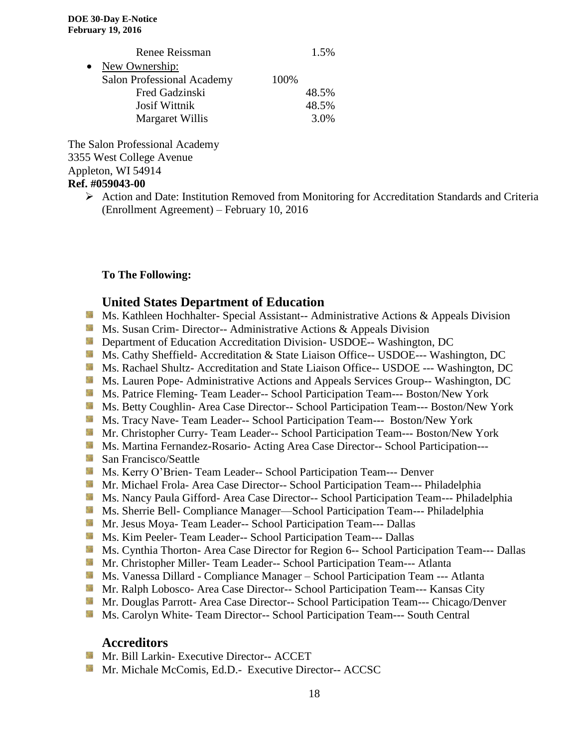Renee Reissman 1.5%

- New Ownership:
  Salon Professional Academy 100%
  Fred Gadzinski 48.5%
  Josif Wittnik 48.5%
  Margaret Willis 3.0%

The Salon Professional Academy
3355 West College Avenue
Appleton, WI 54914
**Ref. #059043-00**

- Action and Date: Institution Removed from Monitoring for Accreditation Standards and Criteria (Enrollment Agreement) – February 10, 2016

**To The Following:**

## United States Department of Education

- Ms. Kathleen Hochhalter- Special Assistant-- Administrative Actions & Appeals Division
- Ms. Susan Crim- Director-- Administrative Actions & Appeals Division
- Department of Education Accreditation Division- USDOE-- Washington, DC
- Ms. Cathy Sheffield- Accreditation & State Liaison Office-- USDOE--- Washington, DC
- Ms. Rachael Shultz- Accreditation and State Liaison Office-- USDOE --- Washington, DC
- Ms. Lauren Pope- Administrative Actions and Appeals Services Group-- Washington, DC
- Ms. Patrice Fleming- Team Leader-- School Participation Team--- Boston/New York
- Ms. Betty Coughlin- Area Case Director-- School Participation Team--- Boston/New York
- Ms. Tracy Nave- Team Leader-- School Participation Team--- Boston/New York
- Mr. Christopher Curry- Team Leader-- School Participation Team--- Boston/New York
- Ms. Martina Fernandez-Rosario- Acting Area Case Director-- School Participation---
- San Francisco/Seattle
- Ms. Kerry O'Brien- Team Leader-- School Participation Team--- Denver
- Mr. Michael Frola- Area Case Director-- School Participation Team--- Philadelphia
- Ms. Nancy Paula Gifford- Area Case Director-- School Participation Team--- Philadelphia
- Ms. Sherrie Bell- Compliance Manager—School Participation Team--- Philadelphia
- Mr. Jesus Moya- Team Leader-- School Participation Team--- Dallas
- Ms. Kim Peeler- Team Leader-- School Participation Team--- Dallas
- Ms. Cynthia Thorton- Area Case Director for Region 6-- School Participation Team--- Dallas
- Mr. Christopher Miller- Team Leader-- School Participation Team--- Atlanta
- Ms. Vanessa Dillard - Compliance Manager – School Participation Team --- Atlanta
- Mr. Ralph Lobosco- Area Case Director-- School Participation Team--- Kansas City
- Mr. Douglas Parrott- Area Case Director-- School Participation Team--- Chicago/Denver
- Ms. Carolyn White- Team Director-- School Participation Team--- South Central

## Accreditors

- Mr. Bill Larkin- Executive Director-- ACCET
- Mr. Michale McComis, Ed.D.- Executive Director-- ACCSC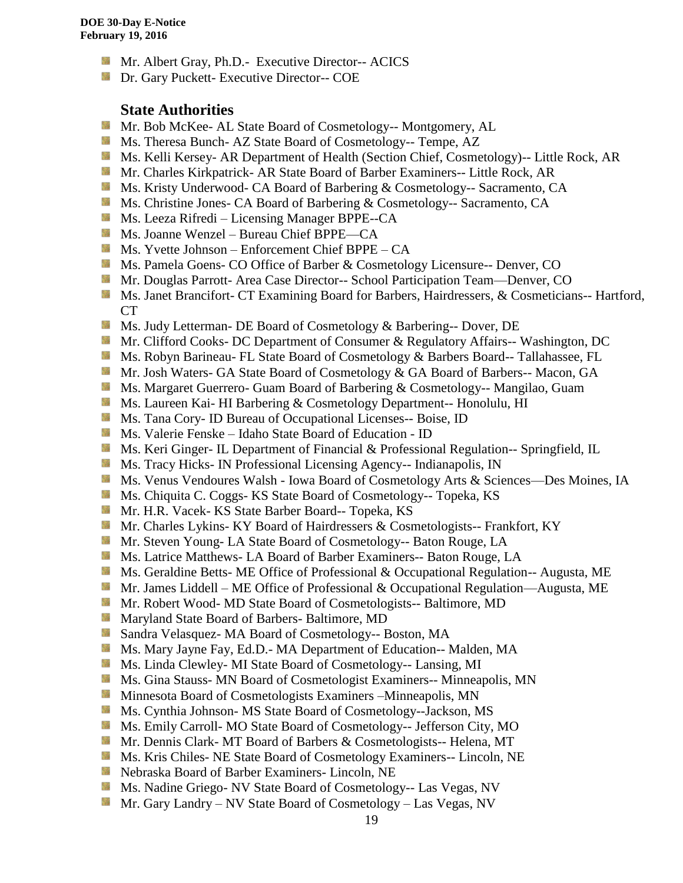- Mr. Albert Gray, Ph.D.- Executive Director-- ACICS
- Dr. Gary Puckett- Executive Director-- COE

### State Authorities

- Mr. Bob McKee- AL State Board of Cosmetology-- Montgomery, AL
- Ms. Theresa Bunch- AZ State Board of Cosmetology-- Tempe, AZ
- Ms. Kelli Kersey- AR Department of Health (Section Chief, Cosmetology)-- Little Rock, AR
- Mr. Charles Kirkpatrick- AR State Board of Barber Examiners-- Little Rock, AR
- Ms. Kristy Underwood- CA Board of Barbering & Cosmetology-- Sacramento, CA
- Ms. Christine Jones- CA Board of Barbering & Cosmetology-- Sacramento, CA
- Ms. Leeza Rifredi – Licensing Manager BPPE--CA
- Ms. Joanne Wenzel – Bureau Chief BPPE—CA
- Ms. Yvette Johnson – Enforcement Chief BPPE – CA
- Ms. Pamela Goens- CO Office of Barber & Cosmetology Licensure-- Denver, CO
- Mr. Douglas Parrott- Area Case Director-- School Participation Team—Denver, CO
- Ms. Janet Brancifort- CT Examining Board for Barbers, Hairdressers, & Cosmeticians-- Hartford, CT
- Ms. Judy Letterman- DE Board of Cosmetology & Barbering-- Dover, DE
- Mr. Clifford Cooks- DC Department of Consumer & Regulatory Affairs-- Washington, DC
- Ms. Robyn Barineau- FL State Board of Cosmetology & Barbers Board-- Tallahassee, FL
- Mr. Josh Waters- GA State Board of Cosmetology & GA Board of Barbers-- Macon, GA
- Ms. Margaret Guerrero- Guam Board of Barbering & Cosmetology-- Mangilao, Guam
- Ms. Laureen Kai- HI Barbering & Cosmetology Department-- Honolulu, HI
- Ms. Tana Cory- ID Bureau of Occupational Licenses-- Boise, ID
- Ms. Valerie Fenske – Idaho State Board of Education - ID
- Ms. Keri Ginger- IL Department of Financial & Professional Regulation-- Springfield, IL
- Ms. Tracy Hicks- IN Professional Licensing Agency-- Indianapolis, IN
- Ms. Venus Vendoures Walsh - Iowa Board of Cosmetology Arts & Sciences—Des Moines, IA
- Ms. Chiquita C. Coggs- KS State Board of Cosmetology-- Topeka, KS
- Mr. H.R. Vacek- KS State Barber Board-- Topeka, KS
- Mr. Charles Lykins- KY Board of Hairdressers & Cosmetologists-- Frankfort, KY
- Mr. Steven Young- LA State Board of Cosmetology-- Baton Rouge, LA
- Ms. Latrice Matthews- LA Board of Barber Examiners-- Baton Rouge, LA
- Ms. Geraldine Betts- ME Office of Professional & Occupational Regulation-- Augusta, ME
- Mr. James Liddell – ME Office of Professional & Occupational Regulation—Augusta, ME
- Mr. Robert Wood- MD State Board of Cosmetologists-- Baltimore, MD
- Maryland State Board of Barbers- Baltimore, MD
- Sandra Velasquez- MA Board of Cosmetology-- Boston, MA
- Ms. Mary Jayne Fay, Ed.D.- MA Department of Education-- Malden, MA
- Ms. Linda Clewley- MI State Board of Cosmetology-- Lansing, MI
- Ms. Gina Stauss- MN Board of Cosmetologist Examiners-- Minneapolis, MN
- Minnesota Board of Cosmetologists Examiners –Minneapolis, MN
- Ms. Cynthia Johnson- MS State Board of Cosmetology--Jackson, MS
- Ms. Emily Carroll- MO State Board of Cosmetology-- Jefferson City, MO
- Mr. Dennis Clark- MT Board of Barbers & Cosmetologists-- Helena, MT
- Ms. Kris Chiles- NE State Board of Cosmetology Examiners-- Lincoln, NE
- Nebraska Board of Barber Examiners- Lincoln, NE
- Ms. Nadine Griego- NV State Board of Cosmetology-- Las Vegas, NV
- Mr. Gary Landry – NV State Board of Cosmetology – Las Vegas, NV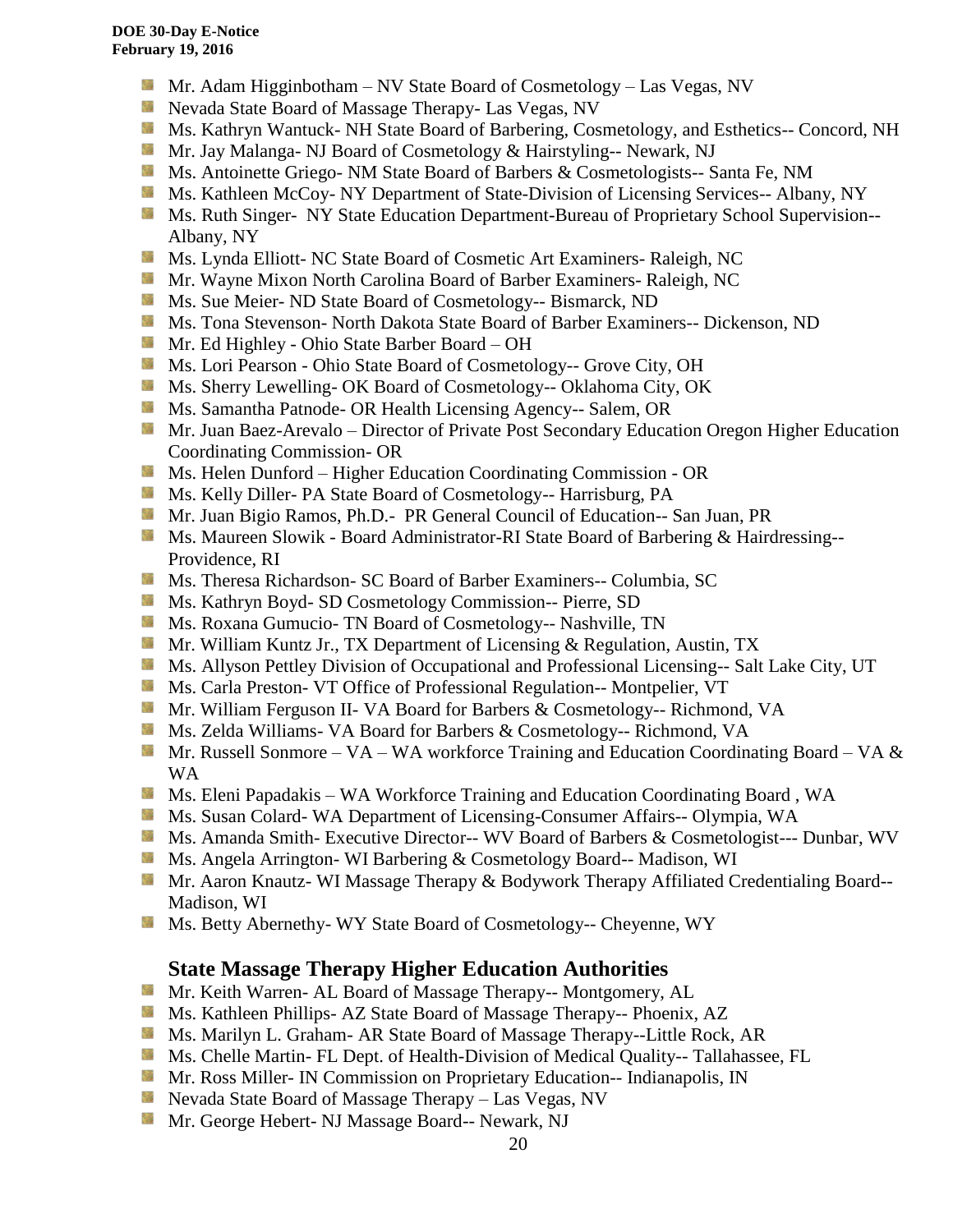- Mr. Adam Higginbotham – NV State Board of Cosmetology – Las Vegas, NV
- Nevada State Board of Massage Therapy- Las Vegas, NV
- Ms. Kathryn Wantuck- NH State Board of Barbering, Cosmetology, and Esthetics-- Concord, NH
- Mr. Jay Malanga- NJ Board of Cosmetology & Hairstyling-- Newark, NJ
- Ms. Antoinette Griego- NM State Board of Barbers & Cosmetologists-- Santa Fe, NM
- Ms. Kathleen McCoy- NY Department of State-Division of Licensing Services-- Albany, NY
- Ms. Ruth Singer- NY State Education Department-Bureau of Proprietary School Supervision--Albany, NY
- Ms. Lynda Elliott- NC State Board of Cosmetic Art Examiners- Raleigh, NC
- Mr. Wayne Mixon North Carolina Board of Barber Examiners- Raleigh, NC
- Ms. Sue Meier- ND State Board of Cosmetology-- Bismarck, ND
- Ms. Tona Stevenson- North Dakota State Board of Barber Examiners-- Dickenson, ND
- Mr. Ed Highley - Ohio State Barber Board – OH
- Ms. Lori Pearson - Ohio State Board of Cosmetology-- Grove City, OH
- Ms. Sherry Lewelling- OK Board of Cosmetology-- Oklahoma City, OK
- Ms. Samantha Patnode- OR Health Licensing Agency-- Salem, OR
- Mr. Juan Baez-Arevalo – Director of Private Post Secondary Education Oregon Higher Education Coordinating Commission- OR
- Ms. Helen Dunford – Higher Education Coordinating Commission - OR
- Ms. Kelly Diller- PA State Board of Cosmetology-- Harrisburg, PA
- Mr. Juan Bigio Ramos, Ph.D.- PR General Council of Education-- San Juan, PR
- Ms. Maureen Slowik - Board Administrator-RI State Board of Barbering & Hairdressing--Providence, RI
- Ms. Theresa Richardson- SC Board of Barber Examiners-- Columbia, SC
- Ms. Kathryn Boyd- SD Cosmetology Commission-- Pierre, SD
- Ms. Roxana Gumucio- TN Board of Cosmetology-- Nashville, TN
- Mr. William Kuntz Jr., TX Department of Licensing & Regulation, Austin, TX
- Ms. Allyson Pettley Division of Occupational and Professional Licensing-- Salt Lake City, UT
- Ms. Carla Preston- VT Office of Professional Regulation-- Montpelier, VT
- Mr. William Ferguson II- VA Board for Barbers & Cosmetology-- Richmond, VA
- Ms. Zelda Williams- VA Board for Barbers & Cosmetology-- Richmond, VA
- Mr. Russell Sonmore – VA – WA workforce Training and Education Coordinating Board – VA & WA
- Ms. Eleni Papadakis – WA Workforce Training and Education Coordinating Board , WA
- Ms. Susan Colard- WA Department of Licensing-Consumer Affairs-- Olympia, WA
- Ms. Amanda Smith- Executive Director-- WV Board of Barbers & Cosmetologist--- Dunbar, WV
- Ms. Angela Arrington- WI Barbering & Cosmetology Board-- Madison, WI
- Mr. Aaron Knautz- WI Massage Therapy & Bodywork Therapy Affiliated Credentialing Board--Madison, WI
- Ms. Betty Abernethy- WY State Board of Cosmetology-- Cheyenne, WY

## State Massage Therapy Higher Education Authorities

- Mr. Keith Warren- AL Board of Massage Therapy-- Montgomery, AL
- Ms. Kathleen Phillips- AZ State Board of Massage Therapy-- Phoenix, AZ
- Ms. Marilyn L. Graham- AR State Board of Massage Therapy--Little Rock, AR
- Ms. Chelle Martin- FL Dept. of Health-Division of Medical Quality-- Tallahassee, FL
- Mr. Ross Miller- IN Commission on Proprietary Education-- Indianapolis, IN
- Nevada State Board of Massage Therapy – Las Vegas, NV
- Mr. George Hebert- NJ Massage Board-- Newark, NJ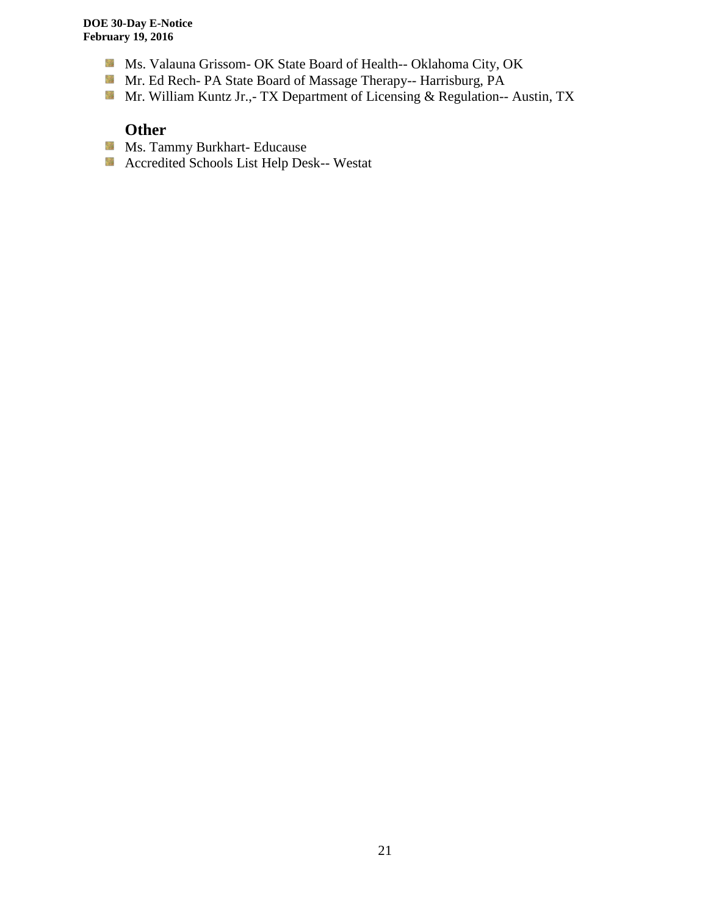- Ms. Valauna Grissom- OK State Board of Health-- Oklahoma City, OK
- Mr. Ed Rech- PA State Board of Massage Therapy-- Harrisburg, PA
- Mr. William Kuntz Jr.,- TX Department of Licensing & Regulation-- Austin, TX

## Other

- Ms. Tammy Burkhart- Educause
- Accredited Schools List Help Desk-- Westat